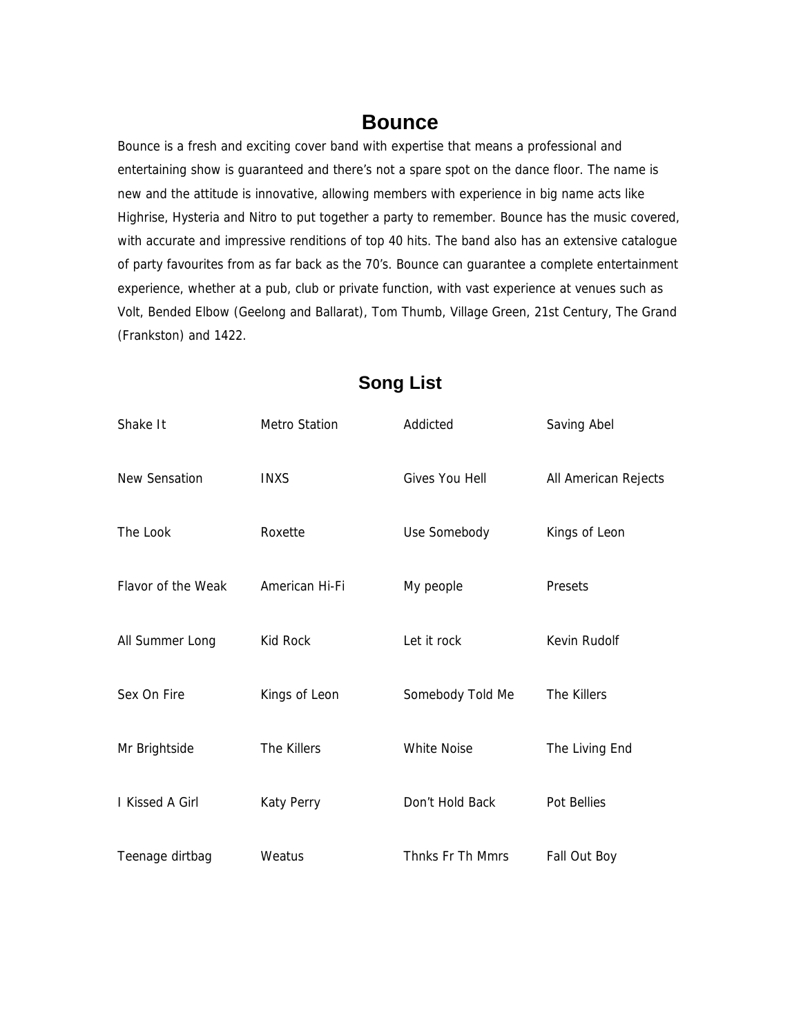# Bounce

Bounce is a fresh and exciting cover band with expertise that means a professional and entertaining show is guaranteed and there's not a spare spot on the dance floor. The name is new and the attitude is innovative, allowing members with experience in big name acts like Highrise, Hysteria and Nitro to put together a party to remember. Bounce has the music covered, with accurate and impressive renditions of top 40 hits. The band also has an extensive catalogue of party favourites from as far back as the 70's. Bounce can guarantee a complete entertainment experience, whether at a pub, club or private function, with vast experience at venues such as Volt, Bended Elbow (Geelong and Ballarat), Tom Thumb, Village Green, 21st Century, The Grand (Frankston) and 1422.

## Song List

| | | | |
|---|---|---|---|
| Shake It | Metro Station | Addicted | Saving Abel |
| New Sensation | INXS | Gives You Hell | All American Rejects |
| The Look | Roxette | Use Somebody | Kings of Leon |
| Flavor of the Weak | American Hi-Fi | My people | Presets |
| All Summer Long | Kid Rock | Let it rock | Kevin Rudolf |
| Sex On Fire | Kings of Leon | Somebody Told Me | The Killers |
| Mr Brightside | The Killers | White Noise | The Living End |
| I Kissed A Girl | Katy Perry | Don't Hold Back | Pot Bellies |
| Teenage dirtbag | Weatus | Thnks Fr Th Mmrs | Fall Out Boy |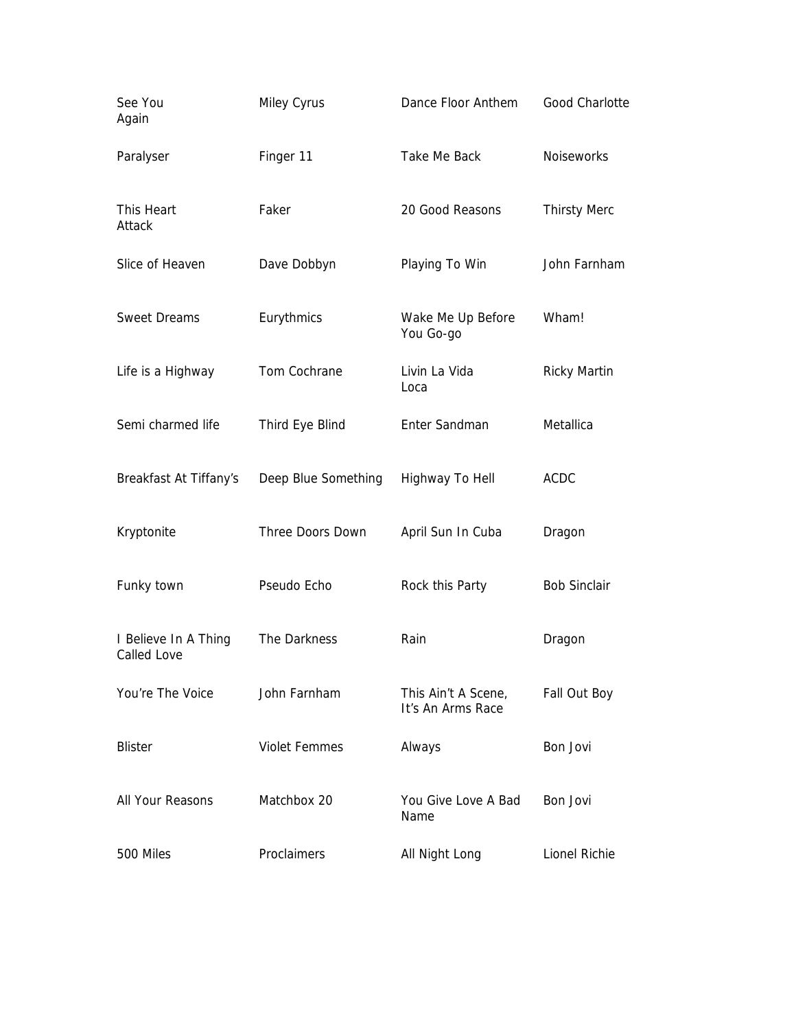| | | | |
|---|---|---|---|
| See You Again | Miley Cyrus | Dance Floor Anthem | Good Charlotte |
| Paralyser | Finger 11 | Take Me Back | Noiseworks |
| This Heart Attack | Faker | 20 Good Reasons | Thirsty Merc |
| Slice of Heaven | Dave Dobbyn | Playing To Win | John Farnham |
| Sweet Dreams | Eurythmics | Wake Me Up Before You Go-go | Wham! |
| Life is a Highway | Tom Cochrane | Livin La Vida Loca | Ricky Martin |
| Semi charmed life | Third Eye Blind | Enter Sandman | Metallica |
| Breakfast At Tiffany's | Deep Blue Something | Highway To Hell | ACDC |
| Kryptonite | Three Doors Down | April Sun In Cuba | Dragon |
| Funky town | Pseudo Echo | Rock this Party | Bob Sinclair |
| I Believe In A Thing Called Love | The Darkness | Rain | Dragon |
| You're The Voice | John Farnham | This Ain't A Scene, It's An Arms Race | Fall Out Boy |
| Blister | Violet Femmes | Always | Bon Jovi |
| All Your Reasons | Matchbox 20 | You Give Love A Bad Name | Bon Jovi |
| 500 Miles | Proclaimers | All Night Long | Lionel Richie |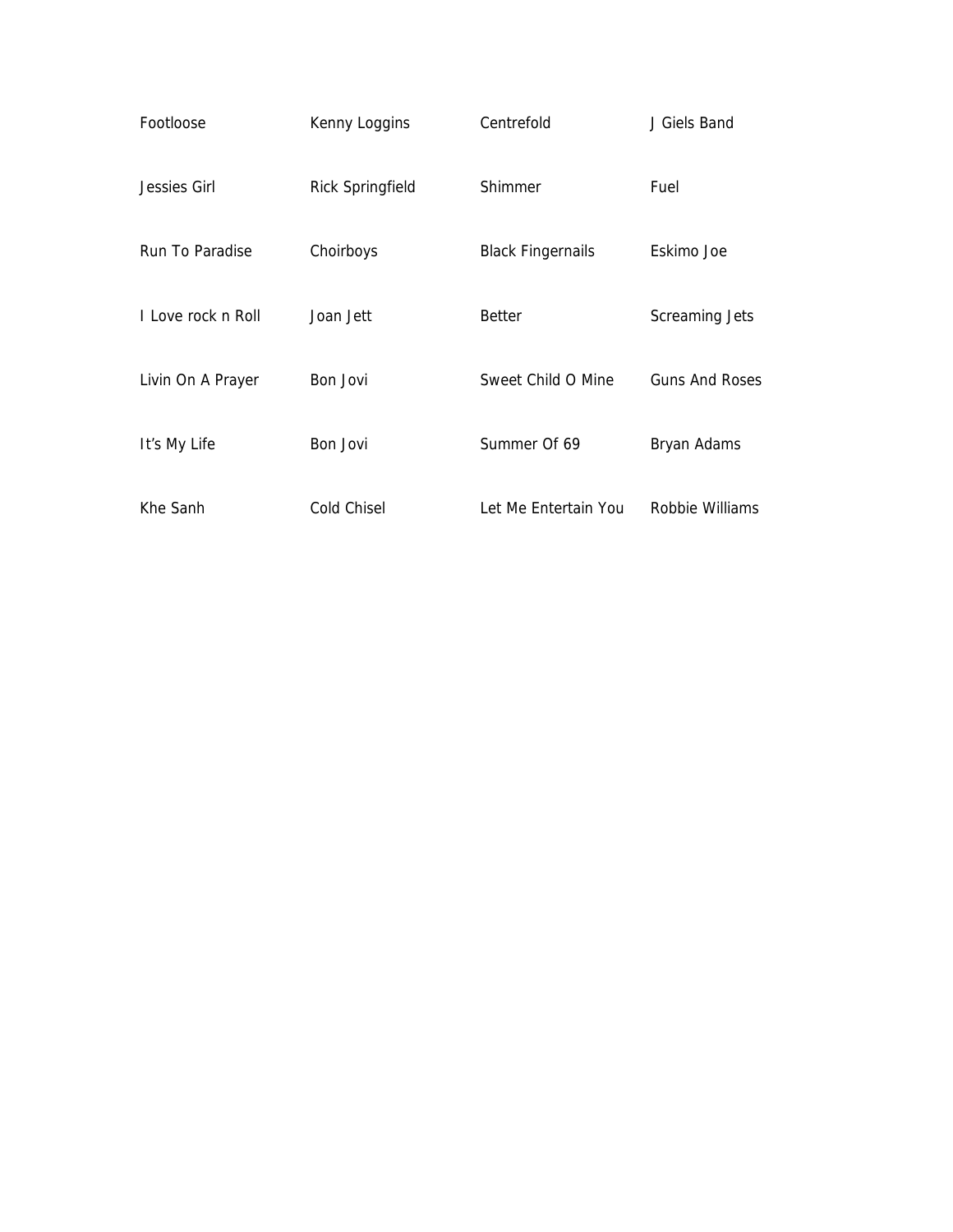| | | | |
|---|---|---|---|
| Footloose | Kenny Loggins | Centrefold | J Giels Band |
| Jessies Girl | Rick Springfield | Shimmer | Fuel |
| Run To Paradise | Choirboys | Black Fingernails | Eskimo Joe |
| I Love rock n Roll | Joan Jett | Better | Screaming Jets |
| Livin On A Prayer | Bon Jovi | Sweet Child O Mine | Guns And Roses |
| It's My Life | Bon Jovi | Summer Of 69 | Bryan Adams |
| Khe Sanh | Cold Chisel | Let Me Entertain You | Robbie Williams |